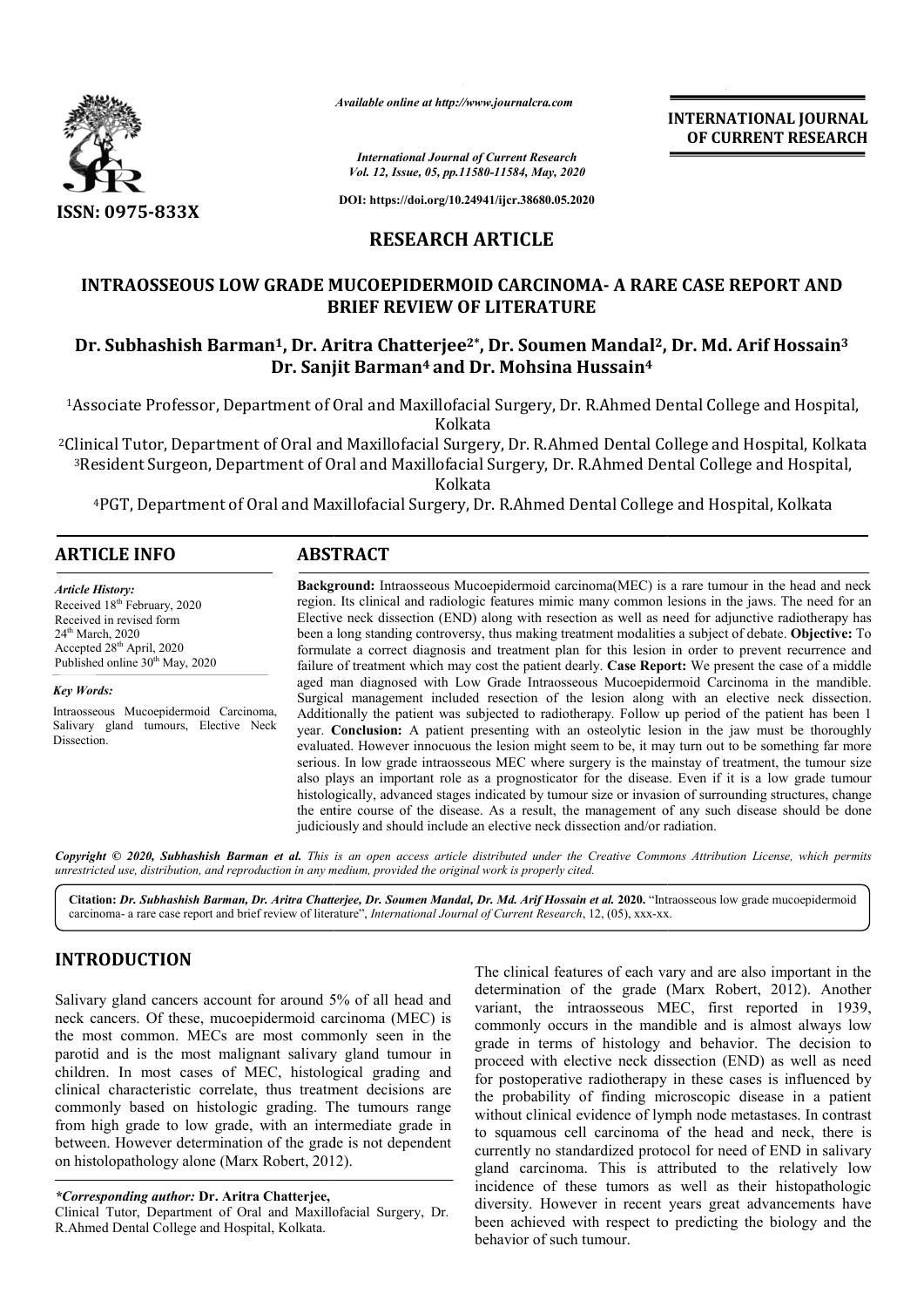*Available online at http://www.journalcra.com*

*International Journal of Current Research*
*Vol. 12, Issue, 05, pp.11580-11584, May, 2020*

**DOI: https://doi.org/10.24941/ijcr.38680.05.2020**

**ISSN: 0975-833X**

**INTERNATIONAL JOURNAL OF CURRENT RESEARCH**

# RESEARCH ARTICLE

# INTRAOSSEOUS LOW GRADE MUCOEPIDERMOID CARCINOMA- A RARE CASE REPORT AND BRIEF REVIEW OF LITERATURE

**Dr. Subhashish Barman[1], Dr. Aritra Chatterjee[2*], Dr. Soumen Mandal[2], Dr. Md. Arif Hossain[3] Dr. Sanjit Barman[4] and Dr. Mohsina Hussain[4]**

[1]Associate Professor, Department of Oral and Maxillofacial Surgery, Dr. R.Ahmed Dental College and Hospital, Kolkata

[2]Clinical Tutor, Department of Oral and Maxillofacial Surgery, Dr. R.Ahmed Dental College and Hospital, Kolkata

[3]Resident Surgeon, Department of Oral and Maxillofacial Surgery, Dr. R.Ahmed Dental College and Hospital, Kolkata

[4]PGT, Department of Oral and Maxillofacial Surgery, Dr. R.Ahmed Dental College and Hospital, Kolkata

## ARTICLE INFO

*Article History:*
Received 18th February, 2020
Received in revised form 24th March, 2020
Accepted 28th April, 2020
Published online 30th May, 2020

*Key Words:*
Intraosseous Mucoepidermoid Carcinoma, Salivary gland tumours, Elective Neck Dissection.

## ABSTRACT

**Background:** Intraosseous Mucoepidermoid carcinoma(MEC) is a rare tumour in the head and neck region. Its clinical and radiologic features mimic many common lesions in the jaws. The need for an Elective neck dissection (END) along with resection as well as need for adjunctive radiotherapy has been a long standing controversy, thus making treatment modalities a subject of debate. **Objective:** To formulate a correct diagnosis and treatment plan for this lesion in order to prevent recurrence and failure of treatment which may cost the patient dearly. **Case Report:** We present the case of a middle aged man diagnosed with Low Grade Intraosseous Mucoepidermoid Carcinoma in the mandible. Surgical management included resection of the lesion along with an elective neck dissection. Additionally the patient was subjected to radiotherapy. Follow up period of the patient has been 1 year. **Conclusion:** A patient presenting with an osteolytic lesion in the jaw must be thoroughly evaluated. However innocuous the lesion might seem to be, it may turn out to be something far more serious. In low grade intraosseous MEC where surgery is the mainstay of treatment, the tumour size also plays an important role as a prognosticator for the disease. Even if it is a low grade tumour histologically, advanced stages indicated by tumour size or invasion of surrounding structures, change the entire course of the disease. As a result, the management of any such disease should be done judiciously and should include an elective neck dissection and/or radiation.

*Copyright © 2020, Subhashish Barman et al. This is an open access article distributed under the Creative Commons Attribution License, which permits unrestricted use, distribution, and reproduction in any medium, provided the original work is properly cited.*

**Citation:** *Dr. Subhashish Barman, Dr. Aritra Chatterjee, Dr. Soumen Mandal, Dr. Md. Arif Hossain et al.* **2020.** "Intraosseous low grade mucoepidermoid carcinoma- a rare case report and brief review of literature", *International Journal of Current Research*, 12, (05), xxx-xx.

## INTRODUCTION

Salivary gland cancers account for around 5% of all head and neck cancers. Of these, mucoepidermoid carcinoma (MEC) is the most common. MECs are most commonly seen in the parotid and is the most malignant salivary gland tumour in children. In most cases of MEC, histological grading and clinical characteristic correlate, thus treatment decisions are commonly based on histologic grading. The tumours range from high grade to low grade, with an intermediate grade in between. However determination of the grade is not dependent on histopathology alone (Marx Robert, 2012). The clinical features of each vary and are also important in the determination of the grade (Marx Robert, 2012). Another variant, the intraosseous MEC, first reported in 1939, commonly occurs in the mandible and is almost always low grade in terms of histology and behavior. The decision to proceed with elective neck dissection (END) as well as need for postoperative radiotherapy in these cases is influenced by the probability of finding microscopic disease in a patient without clinical evidence of lymph node metastases. In contrast to squamous cell carcinoma of the head and neck, there is currently no standardized protocol for need of END in salivary gland carcinoma. This is attributed to the relatively low incidence of these tumors as well as their histopathologic diversity. However in recent years great advancements have been achieved with respect to predicting the biology and the behavior of such tumour.

*\*Corresponding author:* **Dr. Aritra Chatterjee,**
Clinical Tutor, Department of Oral and Maxillofacial Surgery, Dr. R.Ahmed Dental College and Hospital, Kolkata.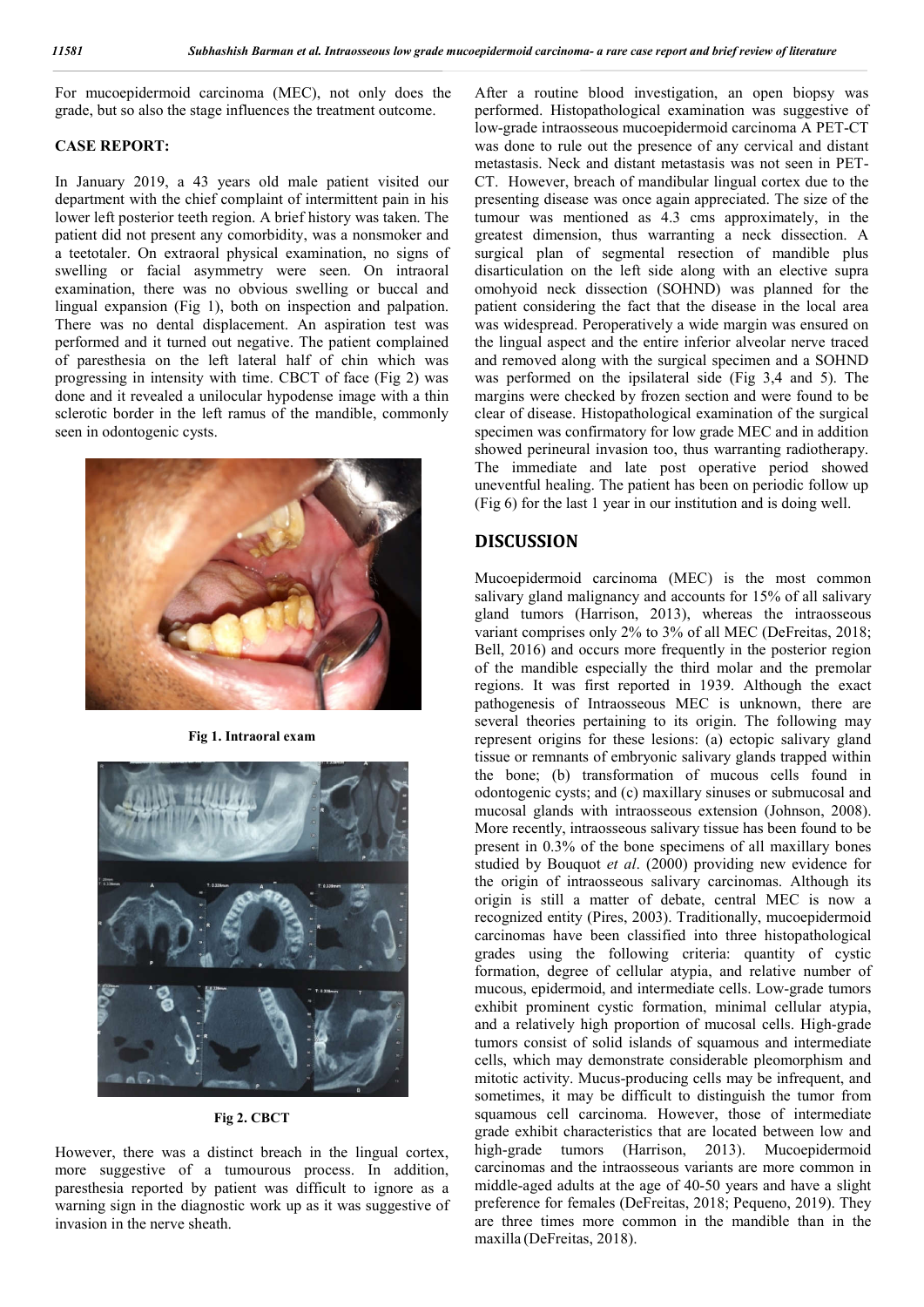For mucoepidermoid carcinoma (MEC), not only does the grade, but so also the stage influences the treatment outcome.

## CASE REPORT:

In January 2019, a 43 years old male patient visited our department with the chief complaint of intermittent pain in his lower left posterior teeth region. A brief history was taken. The patient did not present any comorbidity, was a nonsmoker and a teetotaler. On extraoral physical examination, no signs of swelling or facial asymmetry were seen. On intraoral examination, there was no obvious swelling or buccal and lingual expansion (Fig 1), both on inspection and palpation. There was no dental displacement. An aspiration test was performed and it turned out negative. The patient complained of paresthesia on the left lateral half of chin which was progressing in intensity with time. CBCT of face (Fig 2) was done and it revealed a unilocular hypodense image with a thin sclerotic border in the left ramus of the mandible, commonly seen in odontogenic cysts.

**Fig 1. Intraoral exam**

**Fig 2. CBCT**

However, there was a distinct breach in the lingual cortex, more suggestive of a tumourous process. In addition, paresthesia reported by patient was difficult to ignore as a warning sign in the diagnostic work up as it was suggestive of invasion in the nerve sheath.

After a routine blood investigation, an open biopsy was performed. Histopathological examination was suggestive of low-grade intraosseous mucoepidermoid carcinoma A PET-CT was done to rule out the presence of any cervical and distant metastasis. Neck and distant metastasis was not seen in PET-CT. However, breach of mandibular lingual cortex due to the presenting disease was once again appreciated. The size of the tumour was mentioned as 4.3 cms approximately, in the greatest dimension, thus warranting a neck dissection. A surgical plan of segmental resection of mandible plus disarticulation on the left side along with an elective supra omohyoid neck dissection (SOHND) was planned for the patient considering the fact that the disease in the local area was widespread. Peroperatively a wide margin was ensured on the lingual aspect and the entire inferior alveolar nerve traced and removed along with the surgical specimen and a SOHND was performed on the ipsilateral side (Fig 3,4 and 5). The margins were checked by frozen section and were found to be clear of disease. Histopathological examination of the surgical specimen was confirmatory for low grade MEC and in addition showed perineural invasion too, thus warranting radiotherapy. The immediate and late post operative period showed uneventful healing. The patient has been on periodic follow up (Fig 6) for the last 1 year in our institution and is doing well.

## DISCUSSION

Mucoepidermoid carcinoma (MEC) is the most common salivary gland malignancy and accounts for 15% of all salivary gland tumors (Harrison, 2013), whereas the intraosseous variant comprises only 2% to 3% of all MEC (DeFreitas, 2018; Bell, 2016) and occurs more frequently in the posterior region of the mandible especially the third molar and the premolar regions. It was first reported in 1939. Although the exact pathogenesis of Intraosseous MEC is unknown, there are several theories pertaining to its origin. The following may represent origins for these lesions: (a) ectopic salivary gland tissue or remnants of embryonic salivary glands trapped within the bone; (b) transformation of mucous cells found in odontogenic cysts; and (c) maxillary sinuses or submucosal and mucosal glands with intraosseous extension (Johnson, 2008). More recently, intraosseous salivary tissue has been found to be present in 0.3% of the bone specimens of all maxillary bones studied by Bouquot *et al*. (2000) providing new evidence for the origin of intraosseous salivary carcinomas. Although its origin is still a matter of debate, central MEC is now a recognized entity (Pires, 2003). Traditionally, mucoepidermoid carcinomas have been classified into three histopathological grades using the following criteria: quantity of cystic formation, degree of cellular atypia, and relative number of mucous, epidermoid, and intermediate cells. Low-grade tumors exhibit prominent cystic formation, minimal cellular atypia, and a relatively high proportion of mucosal cells. High-grade tumors consist of solid islands of squamous and intermediate cells, which may demonstrate considerable pleomorphism and mitotic activity. Mucus-producing cells may be infrequent, and sometimes, it may be difficult to distinguish the tumor from squamous cell carcinoma. However, those of intermediate grade exhibit characteristics that are located between low and high-grade tumors (Harrison, 2013). Mucoepidermoid carcinomas and the intraosseous variants are more common in middle-aged adults at the age of 40-50 years and have a slight preference for females (DeFreitas, 2018; Pequeno, 2019). They are three times more common in the mandible than in the maxilla (DeFreitas, 2018).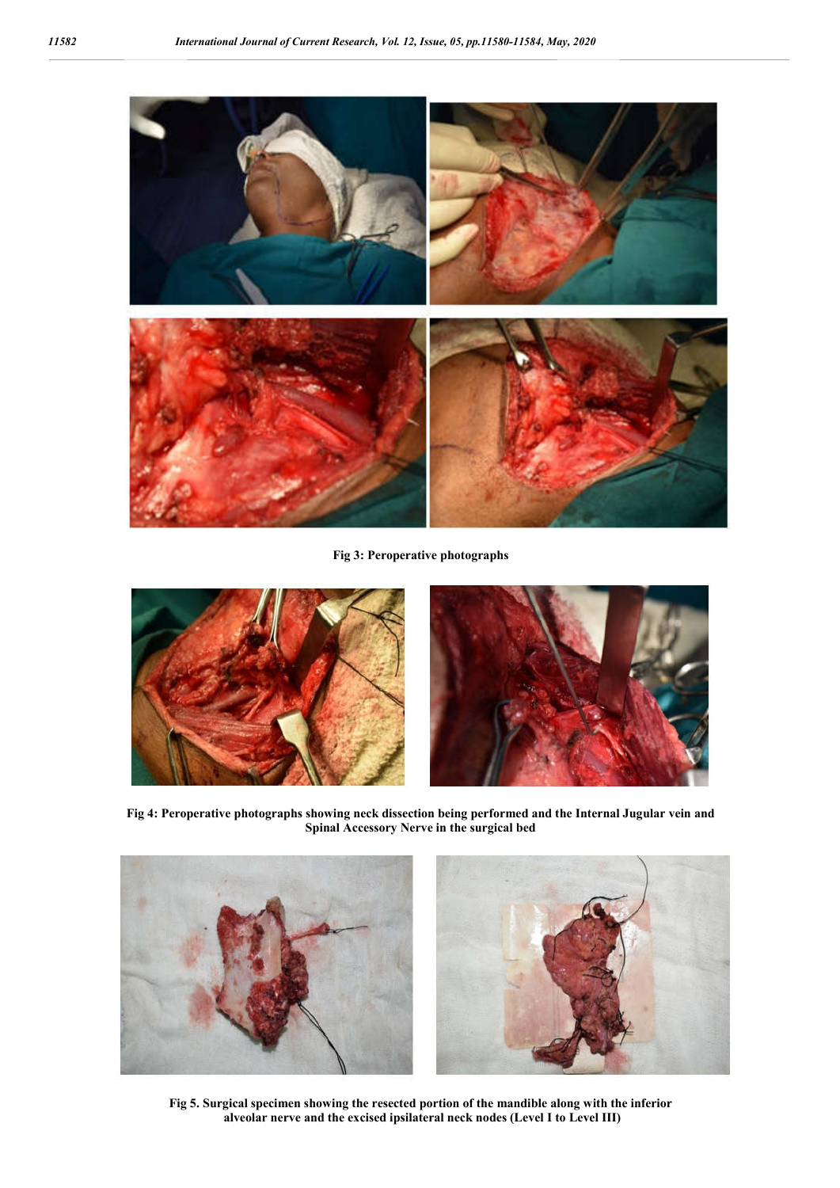**Fig 3: Peroperative photographs**

**Fig 4: Peroperative photographs showing neck dissection being performed and the Internal Jugular vein and Spinal Accessory Nerve in the surgical bed**

**Fig 5. Surgical specimen showing the resected portion of the mandible along with the inferior alveolar nerve and the excised ipsilateral neck nodes (Level I to Level III)**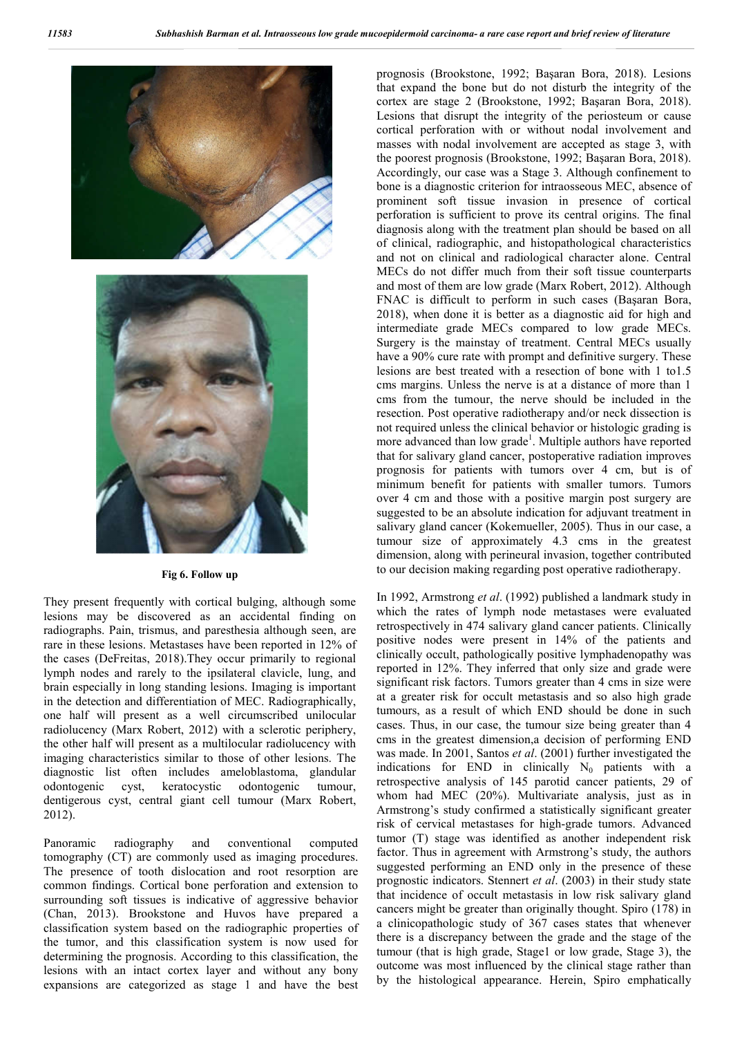Fig 6. Follow up

They present frequently with cortical bulging, although some lesions may be discovered as an accidental finding on radiographs. Pain, trismus, and paresthesia although seen, are rare in these lesions. Metastases have been reported in 12% of the cases (DeFreitas, 2018).They occur primarily to regional lymph nodes and rarely to the ipsilateral clavicle, lung, and brain especially in long standing lesions. Imaging is important in the detection and differentiation of MEC. Radiographically, one half will present as a well circumscribed unilocular radiolucency (Marx Robert, 2012) with a sclerotic periphery, the other half will present as a multilocular radiolucency with imaging characteristics similar to those of other lesions. The diagnostic list often includes ameloblastoma, glandular odontogenic cyst, keratocystic odontogenic tumour, dentigerous cyst, central giant cell tumour (Marx Robert, 2012).

Panoramic radiography and conventional computed tomography (CT) are commonly used as imaging procedures. The presence of tooth dislocation and root resorption are common findings. Cortical bone perforation and extension to surrounding soft tissues is indicative of aggressive behavior (Chan, 2013). Brookstone and Huvos have prepared a classification system based on the radiographic properties of the tumor, and this classification system is now used for determining the prognosis. According to this classification, the lesions with an intact cortex layer and without any bony expansions are categorized as stage 1 and have the best prognosis (Brookstone, 1992; Başaran Bora, 2018). Lesions that expand the bone but do not disturb the integrity of the cortex are stage 2 (Brookstone, 1992; Başaran Bora, 2018). Lesions that disrupt the integrity of the periosteum or cause cortical perforation with or without nodal involvement and masses with nodal involvement are accepted as stage 3, with the poorest prognosis (Brookstone, 1992; Başaran Bora, 2018). Accordingly, our case was a Stage 3. Although confinement to bone is a diagnostic criterion for intraosseous MEC, absence of prominent soft tissue invasion in presence of cortical perforation is sufficient to prove its central origins. The final diagnosis along with the treatment plan should be based on all of clinical, radiographic, and histopathological characteristics and not on clinical and radiological character alone. Central MECs do not differ much from their soft tissue counterparts and most of them are low grade (Marx Robert, 2012). Although FNAC is difficult to perform in such cases (Başaran Bora, 2018), when done it is better as a diagnostic aid for high and intermediate grade MECs compared to low grade MECs. Surgery is the mainstay of treatment. Central MECs usually have a 90% cure rate with prompt and definitive surgery. These lesions are best treated with a resection of bone with 1 to1.5 cms margins. Unless the nerve is at a distance of more than 1 cms from the tumour, the nerve should be included in the resection. Post operative radiotherapy and/or neck dissection is not required unless the clinical behavior or histologic grading is more advanced than low grade[1]. Multiple authors have reported that for salivary gland cancer, postoperative radiation improves prognosis for patients with tumors over 4 cm, but is of minimum benefit for patients with smaller tumors. Tumors over 4 cm and those with a positive margin post surgery are suggested to be an absolute indication for adjuvant treatment in salivary gland cancer (Kokemueller, 2005). Thus in our case, a tumour size of approximately 4.3 cms in the greatest dimension, along with perineural invasion, together contributed to our decision making regarding post operative radiotherapy.

In 1992, Armstrong *et al*. (1992) published a landmark study in which the rates of lymph node metastases were evaluated retrospectively in 474 salivary gland cancer patients. Clinically positive nodes were present in 14% of the patients and clinically occult, pathologically positive lymphadenopathy was reported in 12%. They inferred that only size and grade were significant risk factors. Tumors greater than 4 cms in size were at a greater risk for occult metastasis and so also high grade tumours, as a result of which END should be done in such cases. Thus, in our case, the tumour size being greater than 4 cms in the greatest dimension,a decision of performing END was made. In 2001, Santos *et al*. (2001) further investigated the indications for END in clinically $N_0$ patients with a retrospective analysis of 145 parotid cancer patients, 29 of whom had MEC (20%). Multivariate analysis, just as in Armstrong's study confirmed a statistically significant greater risk of cervical metastases for high-grade tumors. Advanced tumor (T) stage was identified as another independent risk factor. Thus in agreement with Armstrong's study, the authors suggested performing an END only in the presence of these prognostic indicators. Stennert *et al*. (2003) in their study state that incidence of occult metastasis in low risk salivary gland cancers might be greater than originally thought. Spiro (178) in a clinicopathologic study of 367 cases states that whenever there is a discrepancy between the grade and the stage of the tumour (that is high grade, Stage1 or low grade, Stage 3), the outcome was most influenced by the clinical stage rather than by the histological appearance. Herein, Spiro emphatically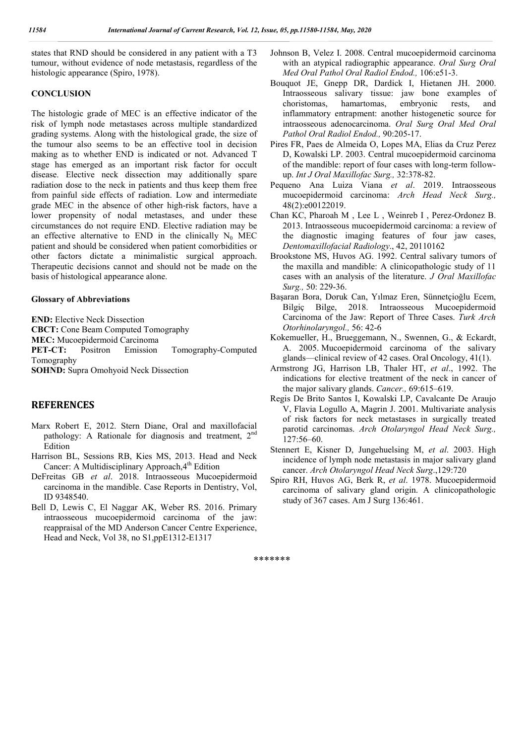states that RND should be considered in any patient with a T3 tumour, without evidence of node metastasis, regardless of the histologic appearance (Spiro, 1978).

## CONCLUSION

The histologic grade of MEC is an effective indicator of the risk of lymph node metastases across multiple standardized grading systems. Along with the histological grade, the size of the tumour also seems to be an effective tool in decision making as to whether END is indicated or not. Advanced T stage has emerged as an important risk factor for occult disease. Elective neck dissection may additionally spare radiation dose to the neck in patients and thus keep them free from painful side effects of radiation. Low and intermediate grade MEC in the absence of other high-risk factors, have a lower propensity of nodal metastases, and under these circumstances do not require END. Elective radiation may be an effective alternative to END in the clinically $N_0$ MEC patient and should be considered when patient comorbidities or other factors dictate a minimalistic surgical approach. Therapeutic decisions cannot and should not be made on the basis of histological appearance alone.

### Glossary of Abbreviations

**END:** Elective Neck Dissection
**CBCT:** Cone Beam Computed Tomography
**MEC:** Mucoepidermoid Carcinoma
**PET-CT:** Positron Emission Tomography-Computed Tomography
**SOHND:** Supra Omohyoid Neck Dissection

## REFERENCES

Marx Robert E, 2012. Stern Diane, Oral and maxillofacial pathology: A Rationale for diagnosis and treatment, 2nd Edition

Harrison BL, Sessions RB, Kies MS, 2013. Head and Neck Cancer: A Multidisciplinary Approach,4th Edition

DeFreitas GB *et al*. 2018. Intraosseous Mucoepidermoid carcinoma in the mandible. Case Reports in Dentistry, Vol, ID 9348540.

Bell D, Lewis C, El Naggar AK, Weber RS. 2016. Primary intraosseous mucoepidermoid carcinoma of the jaw: reappraisal of the MD Anderson Cancer Centre Experience, Head and Neck, Vol 38, no S1,ppE1312-E1317

Johnson B, Velez I. 2008. Central mucoepidermoid carcinoma with an atypical radiographic appearance. *Oral Surg Oral Med Oral Pathol Oral Radiol Endod.,* 106:e51-3.

Bouquot JE, Gnepp DR, Dardick I, Hietanen JH. 2000. Intraosseous salivary tissue: jaw bone examples of choristomas, hamartomas, embryonic rests, and inflammatory entrapment: another histogenetic source for intraosseous adenocarcinoma. *Oral Surg Oral Med Oral Pathol Oral Radiol Endod.,* 90:205-17.

Pires FR, Paes de Almeida O, Lopes MA, Elias da Cruz Perez D, Kowalski LP. 2003. Central mucoepidermoid carcinoma of the mandible: report of four cases with long-term follow-up. *Int J Oral Maxillofac Surg.,* 32:378-82.

Pequeno Ana Luiza Viana *et al*. 2019. Intraosseous mucoepidermoid carcinoma: *Arch Head Neck Surg.,* 48(2):e00122019.

Chan KC, Pharoah M , Lee L , Weinreb I , Perez-Ordonez B. 2013. Intraosseous mucoepidermoid carcinoma: a review of the diagnostic imaging features of four jaw cases, *Dentomaxillofacial Radiology*., 42, 20110162

Brookstone MS, Huvos AG. 1992. Central salivary tumors of the maxilla and mandible: A clinicopathologic study of 11 cases with an analysis of the literature. *J Oral Maxillofac Surg.,* 50: 229-36.

Başaran Bora, Doruk Can, Yılmaz Eren, Sünnetçioğlu Ecem, Bilgiç Bilge, 2018. Intraosseous Mucoepidermoid Carcinoma of the Jaw: Report of Three Cases. *Turk Arch Otorhinolaryngol.,* 56: 42-6

Kokemueller, H., Brueggemann, N., Swennen, G., & Eckardt, A. 2005. Mucoepidermoid carcinoma of the salivary glands—clinical review of 42 cases. Oral Oncology, 41(1).

Armstrong JG, Harrison LB, Thaler HT, *et al*., 1992. The indications for elective treatment of the neck in cancer of the major salivary glands. *Cancer.,* 69:615–619.

Regis De Brito Santos I, Kowalski LP, Cavalcante De Araujo V, Flavia Logullo A, Magrin J. 2001. Multivariate analysis of risk factors for neck metastases in surgically treated parotid carcinomas. *Arch Otolaryngol Head Neck Surg.,* 127:56–60.

Stennert E, Kisner D, Jungehuelsing M, *et al*. 2003. High incidence of lymph node metastasis in major salivary gland cancer. *Arch Otolaryngol Head Neck Surg*.,129:720

Spiro RH, Huvos AG, Berk R, *et al*. 1978. Mucoepidermoid carcinoma of salivary gland origin. A clinicopathologic study of 367 cases. Am J Surg 136:461.

*******